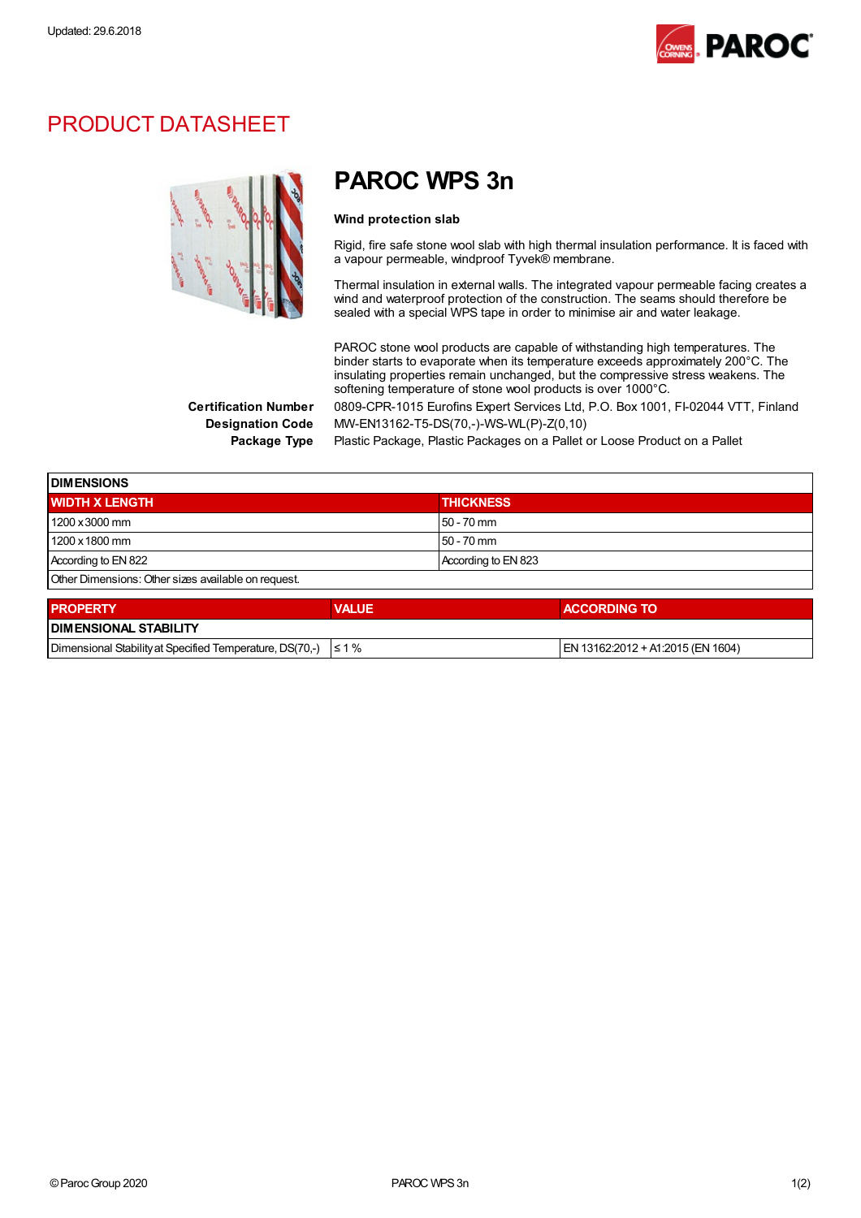Updated: 29.6.2018

# PRODUCT DATASHEET

## PAROC WPS 3n

**Wind protection slab**

Rigid, fire safe stone wool slab with high thermal insulation performance. It is faced with a vapour permeable, windproof Tyvek® membrane.

Thermal insulation in external walls. The integrated vapour permeable facing creates a wind and waterproof protection of the construction. The seams should therefore be sealed with a special WPS tape in order to minimise air and water leakage.

PAROC stone wool products are capable of withstanding high temperatures. The binder starts to evaporate when its temperature exceeds approximately 200°C. The insulating properties remain unchanged, but the compressive stress weakens. The softening temperature of stone wool products is over 1000°C.

**Certification Number** 0809-CPR-1015 Eurofins Expert Services Ltd, P.O. Box 1001, FI-02044 VTT, Finland

**Designation Code** MW-EN13162-T5-DS(70,-)-WS-WL(P)-Z(0,10)

**Package Type** Plastic Package, Plastic Packages on a Pallet or Loose Product on a Pallet

| **DIMENSIONS** | |
|---|---|
| **WIDTH X LENGTH** | **THICKNESS** |
| 1200 x 3000 mm | 50 - 70 mm |
| 1200 x 1800 mm | 50 - 70 mm |
| According to EN 822 | According to EN 823 |
| Other Dimensions: Other sizes available on request. | |

| PROPERTY | VALUE | ACCORDING TO |
|---|---|---|
| **DIMENSIONAL STABILITY** | | |
| Dimensional Stability at Specified Temperature, DS(70,-) | ≤ 1 % | EN 13162:2012 + A1:2015 (EN 1604) |

© Paroc Group 2020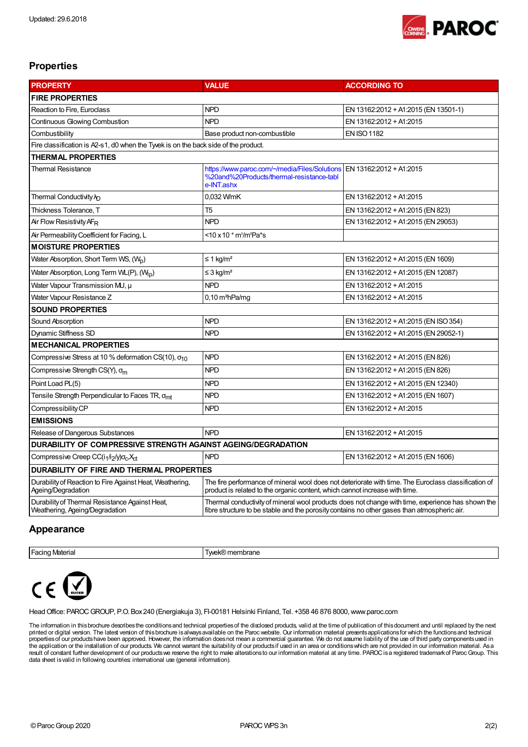Updated: 29.6.2018

## Properties

| PROPERTY | VALUE | ACCORDING TO |
|---|---|---|
| **FIRE PROPERTIES** | | |
| Reaction to Fire, Euroclass | NPD | EN 13162:2012 + A1:2015 (EN 13501-1) |
| Continuous Glowing Combustion | NPD | EN 13162:2012 + A1:2015 |
| Combustibility | Base product non-combustible | EN ISO 1182 |
| Fire classification is A2-s1, d0 when the Tyvek is on the back side of the product. | | |
| **THERMAL PROPERTIES** | | |
| Thermal Resistance | https://www.paroc.com/~/media/Files/Solutions%20and%20Products/thermal-resistance-table-INT.ashx | EN 13162:2012 + A1:2015 |
| Thermal Conductivity $\lambda_D$ | 0,032 W/mK | EN 13162:2012 + A1:2015 |
| Thickness Tolerance, T | T5 | EN 13162:2012 + A1:2015 (EN 823) |
| Air Flow Resistivity $AF_R$ | NPD | EN 13162:2012 + A1:2015 (EN 29053) |
| Air Permeability Coefficient for Facing, L | <10 x 10⁻⁶ m³/m²Pa*s | |
| **MOISTURE PROPERTIES** | | |
| Water Absorption, Short Term WS, ($W_p$) | ≤ 1 kg/m² | EN 13162:2012 + A1:2015 (EN 1609) |
| Water Absorption, Long Term WL(P), ($W_{lp}$) | ≤ 3 kg/m² | EN 13162:2012 + A1:2015 (EN 12087) |
| Water Vapour Transmission MU, µ | NPD | EN 13162:2012 + A1:2015 |
| Water Vapour Resistance Z | 0,10 m²hPa/mg | EN 13162:2012 + A1:2015 |
| **SOUND PROPERTIES** | | |
| Sound Absorption | NPD | EN 13162:2012 + A1:2015 (EN ISO 354) |
| Dynamic Stiffness SD | NPD | EN 13162:2012 + A1:2015 (EN 29052-1) |
| **MECHANICAL PROPERTIES** | | |
| Compressive Stress at 10 % deformation CS(10), $\sigma_{10}$ | NPD | EN 13162:2012 + A1:2015 (EN 826) |
| Compressive Strength CS(Y), $\sigma_m$ | NPD | EN 13162:2012 + A1:2015 (EN 826) |
| Point Load PL(5) | NPD | EN 13162:2012 + A1:2015 (EN 12340) |
| Tensile Strength Perpendicular to Faces TR, $\sigma_{mt}$ | NPD | EN 13162:2012 + A1:2015 (EN 1607) |
| Compressibility CP | NPD | EN 13162:2012 + A1:2015 |
| **EMISSIONS** | | |
| Release of Dangerous Substances | NPD | EN 13162:2012 + A1:2015 |
| **DURABILITY OF COMPRESSIVE STRENGTH AGAINST AGEING/DEGRADATION** | | |
| Compressive Creep $CC(i_1/i_2/y)\sigma_c X_{ct}$ | NPD | EN 13162:2012 + A1:2015 (EN 1606) |
| **DURABILITY OF FIRE AND THERMAL PROPERTIES** | | |
| Durability of Reaction to Fire Against Heat, Weathering, Ageing/Degradation | The fire performance of mineral wool does not deteriorate with time. The Euroclass classification of product is related to the organic content, which cannot increase with time. | |
| Durability of Thermal Resistance Against Heat, Weathering, Ageing/Degradation | Thermal conductivity of mineral wool products does not change with time, experience has shown the fibre structure to be stable and the porosity contains no other gases than atmospheric air. | |

## Appearance

| | |
|---|---|
| Facing Material | Tyvek® membrane |

Head Office: PAROC GROUP, P.O. Box 240 (Energiakuja 3), FI-00181 Helsinki Finland, Tel. +358 46 876 8000, www.paroc.com

The information in this brochure describes the conditions and technical properties of the disclosed products, valid at the time of publication of this document and until replaced by the next printed or digital version. The latest version of this brochure is always available on the Paroc website. Our information material presents applications for which the functions and technical properties of our products have been approved. However, the information does not mean a commercial guarantee. We do not assume liability of the use of third party components used in the application or the installation of our products. We cannot warrant the suitability of our products if used in an area or conditions which are not provided in our information material. As a result of constant further development of our products we reserve the right to make alterations to our information material at any time. PAROC is a registered trademark of Paroc Group. This data sheet is valid in following countries: international use (general information).

© Paroc Group 2020 PAROC WPS 3n